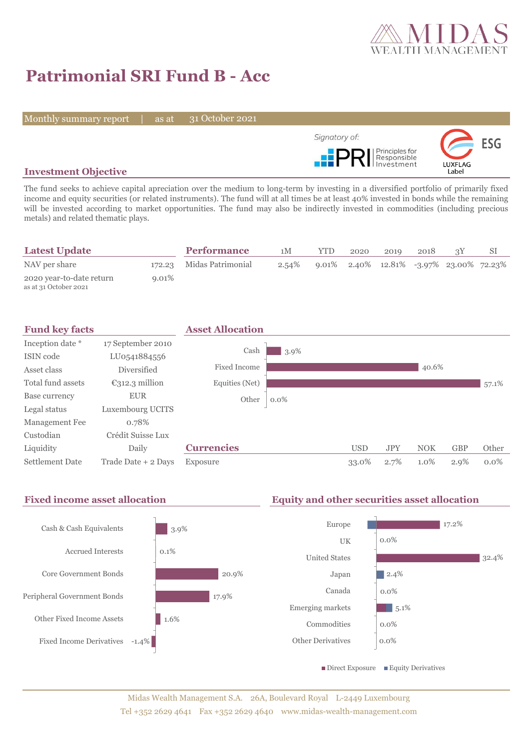MIDAS WEALTH MANAGEMENT

# Patrimonial SRI Fund B - Acc

Monthly summary report | as at 31 October 2021

Signatory of: PRI Principles for Responsible Investment

ESG LUXFLAG Label

## Investment Objective

The fund seeks to achieve capital apreciation over the medium to long-term by investing in a diversified portfolio of primarily fixed income and equity securities (or related instruments). The fund will at all times be at least 40% invested in bonds while the remaining will be invested according to market opportunities. The fund may also be indirectly invested in commodities (including precious metals) and related thematic plays.

## Latest Update

| | |
|---|---|
| NAV per share | 172.23 |
| 2020 year-to-date return<br>as at 31 October 2021 | 9.01% |

## Performance

| | 1M | YTD | 2020 | 2019 | 2018 | 3Y | SI |
|---|---|---|---|---|---|---|---|
| Midas Patrimonial | 2.54% | 9.01% | 2.40% | 12.81% | -3.97% | 23.00% | 72.23% |

## Fund key facts

| | |
|---|---|
| Inception date * | 17 September 2010 |
| ISIN code | LU0541884556 |
| Asset class | Diversified |
| Total fund assets | €312.3 million |
| Base currency | EUR |
| Legal status | Luxembourg UCITS |
| Management Fee | 0.78% |
| Custodian | Crédit Suisse Lux |
| Liquidity | Daily |
| Settlement Date | Trade Date + 2 Days |

## Asset Allocation

| | |
|---|---|
| Cash | 3.9% |
| Fixed Income | 40.6% |
| Equities (Net) | 57.1% |
| Other | 0.0% |

## Currencies

| | USD | JPY | NOK | GBP | Other |
|---|---|---|---|---|---|
| Exposure | 33.0% | 2.7% | 1.0% | 2.9% | 0.0% |

## Fixed income asset allocation

| | |
|---|---|
| Cash & Cash Equivalents | 3.9% |
| Accrued Interests | 0.1% |
| Core Government Bonds | 20.9% |
| Peripheral Government Bonds | 17.9% |
| Other Fixed Income Assets | 1.6% |
| Fixed Income Derivatives | -1.4% |

## Equity and other securities asset allocation

| | |
|---|---|
| Europe | 17.2% |
| UK | 0.0% |
| United States | 32.4% |
| Japan | 2.4% |
| Canada | 0.0% |
| Emerging markets | 5.1% |
| Commodities | 0.0% |
| Other Derivatives | 0.0% |

■ Direct Exposure ■ Equity Derivatives

Midas Wealth Management S.A. 26A, Boulevard Royal L-2449 Luxembourg
Tel +352 2629 4641 Fax +352 2629 4640 www.midas-wealth-management.com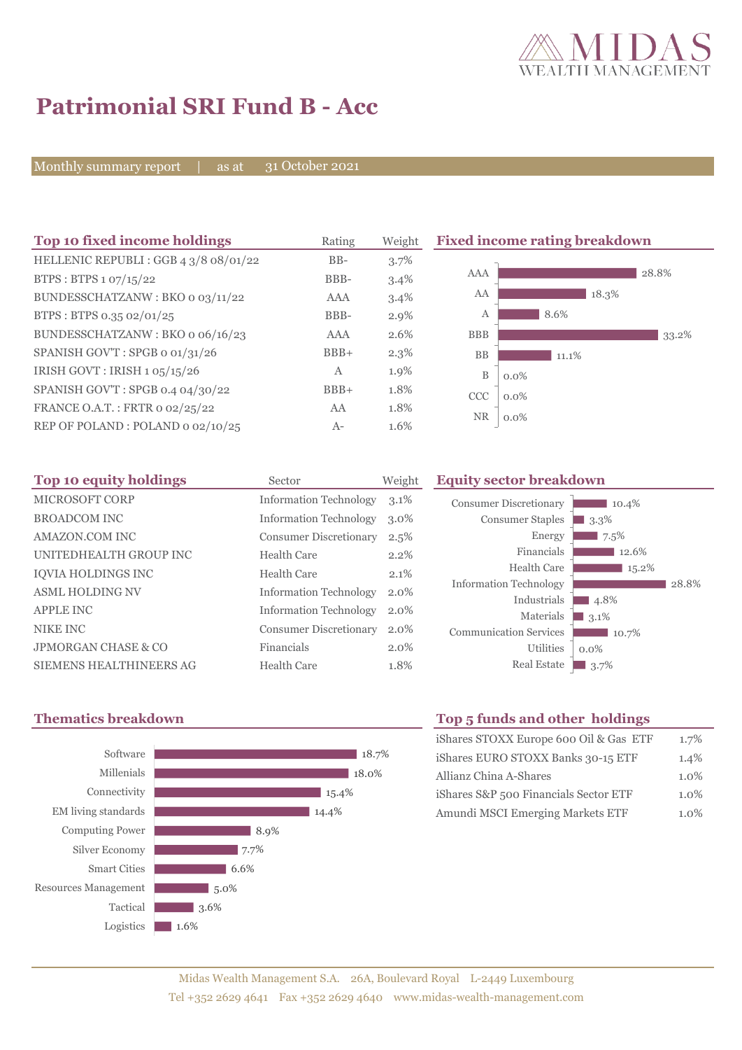# Patrimonial SRI Fund B - Acc

Monthly summary report | as at 31 October 2021

## Top 10 fixed income holdings

| Top 10 fixed income holdings | Rating | Weight |
|---|---|---|
| HELLENIC REPUBLI : GGB 4 3/8 08/01/22 | BB- | 3.7% |
| BTPS : BTPS 1 07/15/22 | BBB- | 3.4% |
| BUNDESSCHATZANW : BKO 0 03/11/22 | AAA | 3.4% |
| BTPS : BTPS 0.35 02/01/25 | BBB- | 2.9% |
| BUNDESSCHATZANW : BKO 0 06/16/23 | AAA | 2.6% |
| SPANISH GOV'T : SPGB 0 01/31/26 | BBB+ | 2.3% |
| IRISH GOVT : IRISH 1 05/15/26 | A | 1.9% |
| SPANISH GOV'T : SPGB 0.4 04/30/22 | BBB+ | 1.8% |
| FRANCE O.A.T. : FRTR 0 02/25/22 | AA | 1.8% |
| REP OF POLAND : POLAND 0 02/10/25 | A- | 1.6% |

## Fixed income rating breakdown

| Rating | Weight |
|---|---|
| AAA | 28.8% |
| AA | 18.3% |
| A | 8.6% |
| BBB | 33.2% |
| BB | 11.1% |
| B | 0.0% |
| CCC | 0.0% |
| NR | 0.0% |

## Top 10 equity holdings

| Top 10 equity holdings | Sector | Weight |
|---|---|---|
| MICROSOFT CORP | Information Technology | 3.1% |
| BROADCOM INC | Information Technology | 3.0% |
| AMAZON.COM INC | Consumer Discretionary | 2.5% |
| UNITEDHEALTH GROUP INC | Health Care | 2.2% |
| IQVIA HOLDINGS INC | Health Care | 2.1% |
| ASML HOLDING NV | Information Technology | 2.0% |
| APPLE INC | Information Technology | 2.0% |
| NIKE INC | Consumer Discretionary | 2.0% |
| JPMORGAN CHASE & CO | Financials | 2.0% |
| SIEMENS HEALTHINEERS AG | Health Care | 1.8% |

## Equity sector breakdown

| Sector | Weight |
|---|---|
| Consumer Discretionary | 10.4% |
| Consumer Staples | 3.3% |
| Energy | 7.5% |
| Financials | 12.6% |
| Health Care | 15.2% |
| Information Technology | 28.8% |
| Industrials | 4.8% |
| Materials | 3.1% |
| Communication Services | 10.7% |
| Utilities | 0.0% |
| Real Estate | 3.7% |

## Thematics breakdown

| Theme | Weight |
|---|---|
| Software | 18.7% |
| Millenials | 18.0% |
| Connectivity | 15.4% |
| EM living standards | 14.4% |
| Computing Power | 8.9% |
| Silver Economy | 7.7% |
| Smart Cities | 6.6% |
| Resources Management | 5.0% |
| Tactical | 3.6% |
| Logistics | 1.6% |

## Top 5 funds and other holdings

| Fund | Weight |
|---|---|
| iShares STOXX Europe 600 Oil & Gas ETF | 1.7% |
| iShares EURO STOXX Banks 30-15 ETF | 1.4% |
| Allianz China A-Shares | 1.0% |
| iShares S&P 500 Financials Sector ETF | 1.0% |
| Amundi MSCI Emerging Markets ETF | 1.0% |

Midas Wealth Management S.A. 26A, Boulevard Royal L-2449 Luxembourg
Tel +352 2629 4641 Fax +352 2629 4640 www.midas-wealth-management.com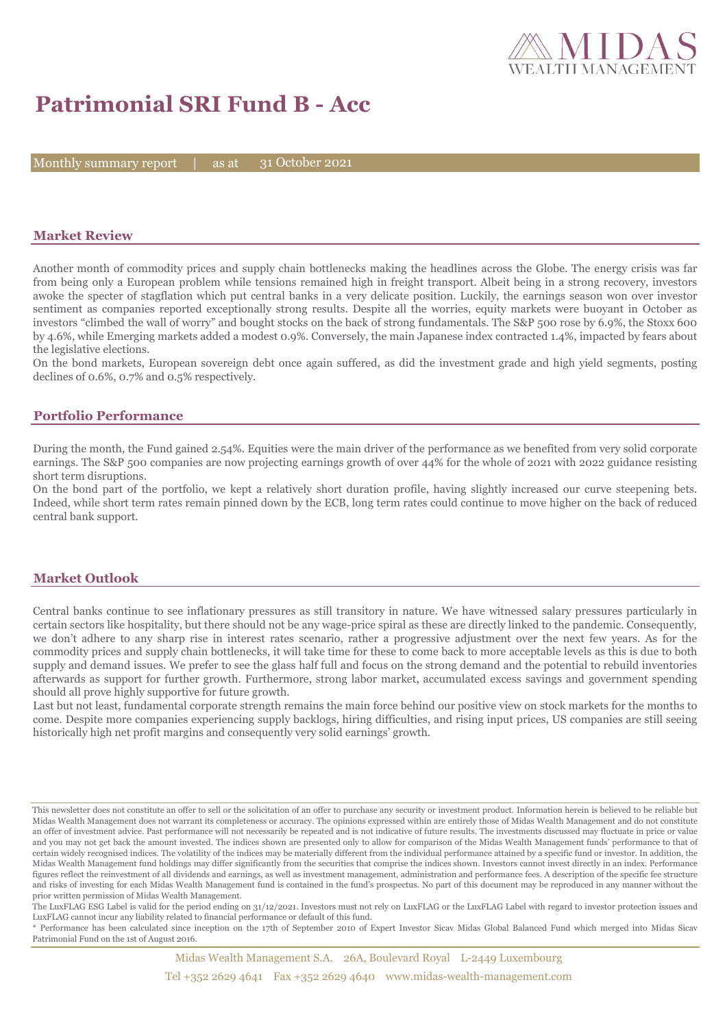# Patrimonial SRI Fund B - Acc

Monthly summary report | as at 31 October 2021

## Market Review

Another month of commodity prices and supply chain bottlenecks making the headlines across the Globe. The energy crisis was far from being only a European problem while tensions remained high in freight transport. Albeit being in a strong recovery, investors awoke the specter of stagflation which put central banks in a very delicate position. Luckily, the earnings season won over investor sentiment as companies reported exceptionally strong results. Despite all the worries, equity markets were buoyant in October as investors "climbed the wall of worry" and bought stocks on the back of strong fundamentals. The S&P 500 rose by 6.9%, the Stoxx 600 by 4.6%, while Emerging markets added a modest 0.9%. Conversely, the main Japanese index contracted 1.4%, impacted by fears about the legislative elections.

On the bond markets, European sovereign debt once again suffered, as did the investment grade and high yield segments, posting declines of 0.6%, 0.7% and 0.5% respectively.

## Portfolio Performance

During the month, the Fund gained 2.54%. Equities were the main driver of the performance as we benefited from very solid corporate earnings. The S&P 500 companies are now projecting earnings growth of over 44% for the whole of 2021 with 2022 guidance resisting short term disruptions.

On the bond part of the portfolio, we kept a relatively short duration profile, having slightly increased our curve steepening bets. Indeed, while short term rates remain pinned down by the ECB, long term rates could continue to move higher on the back of reduced central bank support.

## Market Outlook

Central banks continue to see inflationary pressures as still transitory in nature. We have witnessed salary pressures particularly in certain sectors like hospitality, but there should not be any wage-price spiral as these are directly linked to the pandemic. Consequently, we don't adhere to any sharp rise in interest rates scenario, rather a progressive adjustment over the next few years. As for the commodity prices and supply chain bottlenecks, it will take time for these to come back to more acceptable levels as this is due to both supply and demand issues. We prefer to see the glass half full and focus on the strong demand and the potential to rebuild inventories afterwards as support for further growth. Furthermore, strong labor market, accumulated excess savings and government spending should all prove highly supportive for future growth.

Last but not least, fundamental corporate strength remains the main force behind our positive view on stock markets for the months to come. Despite more companies experiencing supply backlogs, hiring difficulties, and rising input prices, US companies are still seeing historically high net profit margins and consequently very solid earnings' growth.

This newsletter does not constitute an offer to sell or the solicitation of an offer to purchase any security or investment product. Information herein is believed to be reliable but Midas Wealth Management does not warrant its completeness or accuracy. The opinions expressed within are entirely those of Midas Wealth Management and do not constitute an offer of investment advice. Past performance will not necessarily be repeated and is not indicative of future results. The investments discussed may fluctuate in price or value and you may not get back the amount invested. The indices shown are presented only to allow for comparison of the Midas Wealth Management funds' performance to that of certain widely recognised indices. The volatility of the indices may be materially different from the individual performance attained by a specific fund or investor. In addition, the Midas Wealth Management fund holdings may differ significantly from the securities that comprise the indices shown. Investors cannot invest directly in an index. Performance figures reflect the reinvestment of all dividends and earnings, as well as investment management, administration and performance fees. A description of the specific fee structure and risks of investing for each Midas Wealth Management fund is contained in the fund's prospectus. No part of this document may be reproduced in any manner without the prior written permission of Midas Wealth Management.

The LuxFLAG ESG Label is valid for the period ending on 31/12/2021. Investors must not rely on LuxFLAG or the LuxFLAG Label with regard to investor protection issues and LuxFLAG cannot incur any liability related to financial performance or default of this fund.

\* Performance has been calculated since inception on the 17th of September 2010 of Expert Investor Sicav Midas Global Balanced Fund which merged into Midas Sicav Patrimonial Fund on the 1st of August 2016.

Midas Wealth Management S.A. 26A, Boulevard Royal L-2449 Luxembourg

Tel +352 2629 4641 Fax +352 2629 4640 www.midas-wealth-management.com